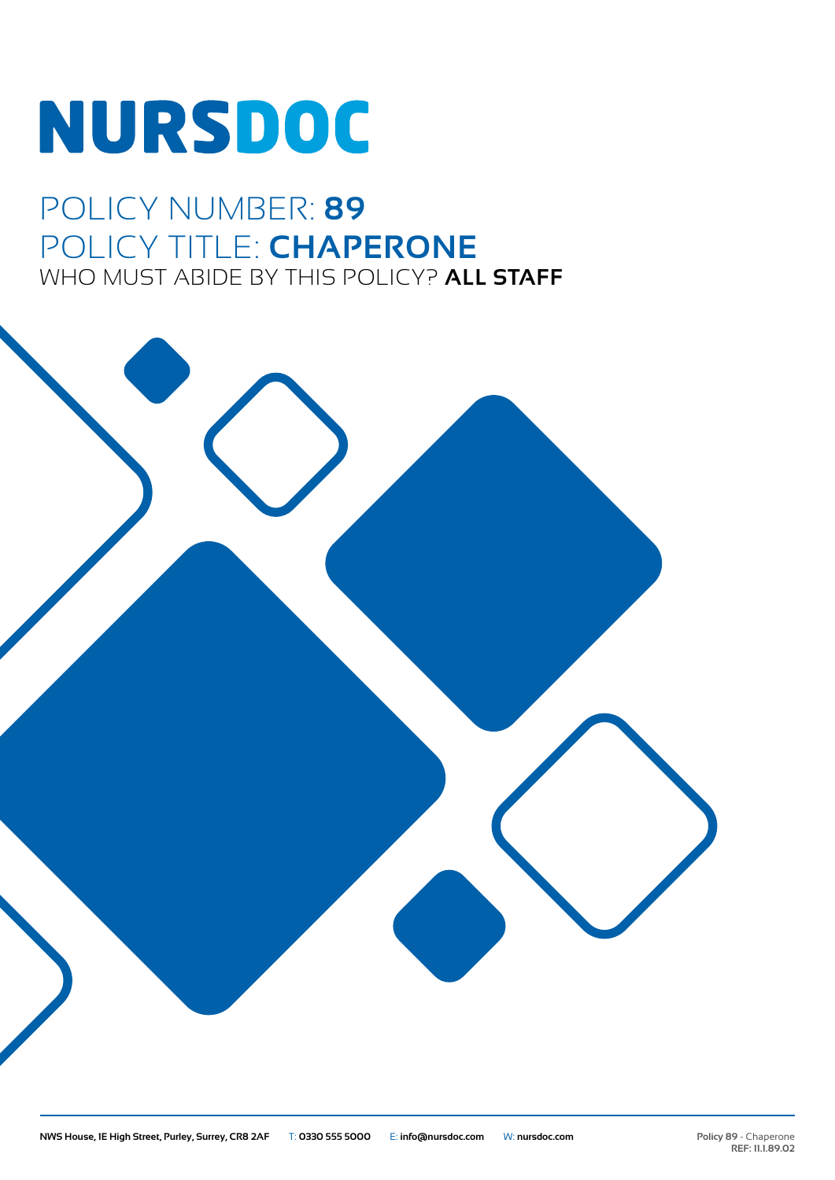# NURSDOC

## POLICY NUMBER: **89**
## POLICY TITLE: **CHAPERONE**
### WHO MUST ABIDE BY THIS POLICY? **ALL STAFF**

NWS House, 1E High Street, Purley, Surrey, CR8 2AF T: 0330 555 5000 E: info@nursdoc.com W: nursdoc.com

Policy 89 - Chaperone
REF: 11.1.89.02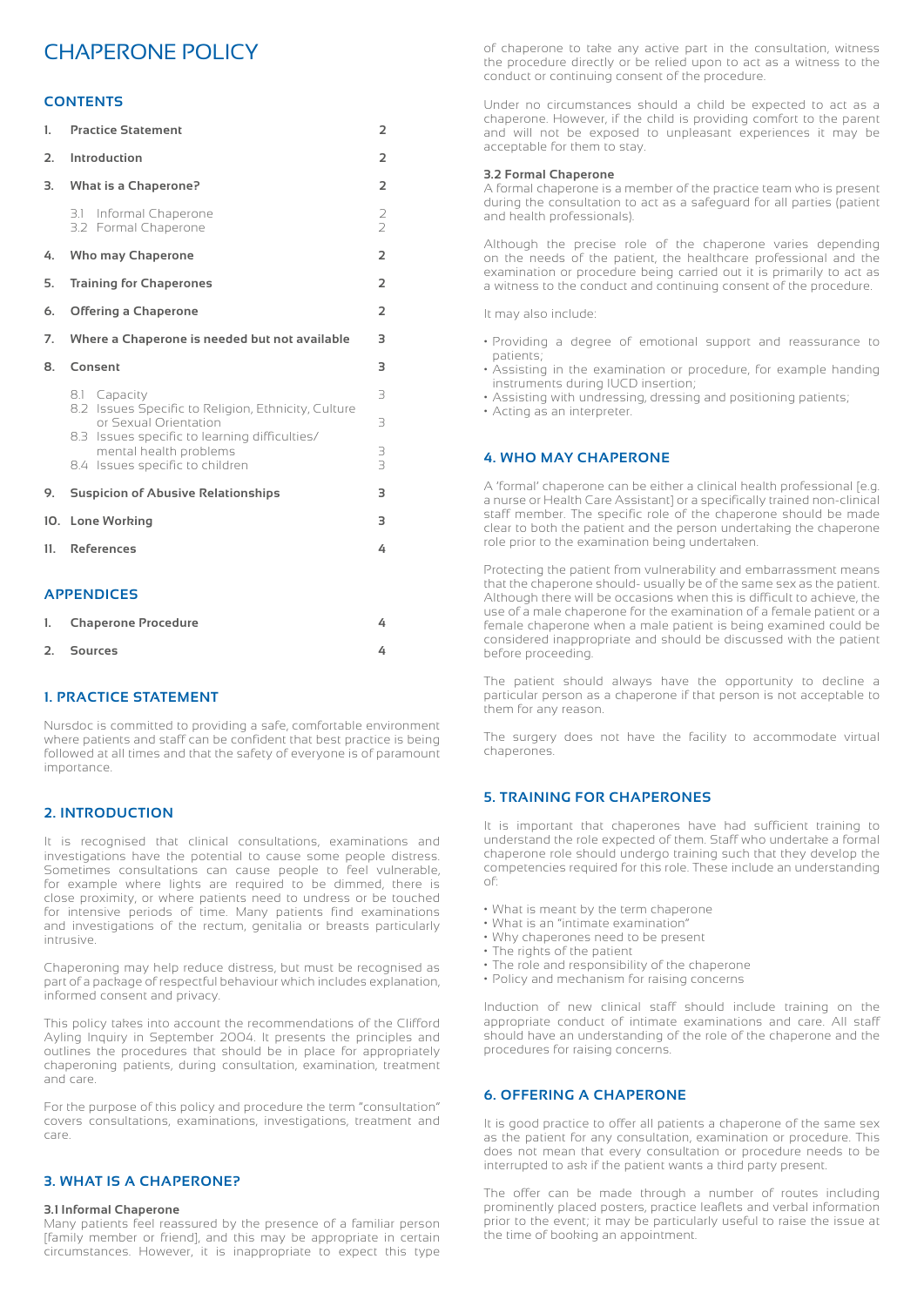# CHAPERONE POLICY

## CONTENTS

| | | |
|---|---|---|
| **1.** | **Practice Statement** | 2 |
| **2.** | **Introduction** | 2 |
| **3.** | **What is a Chaperone?** | 2 |
| | 3.1 Informal Chaperone | 2 |
| | 3.2 Formal Chaperone | 2 |
| **4.** | **Who may Chaperone** | 2 |
| **5.** | **Training for Chaperones** | 2 |
| **6.** | **Offering a Chaperone** | 2 |
| **7.** | **Where a Chaperone is needed but not available** | 3 |
| **8.** | **Consent** | 3 |
| | 8.1 Capacity | 3 |
| | 8.2 Issues Specific to Religion, Ethnicity, Culture or Sexual Orientation | 3 |
| | 8.3 Issues specific to learning difficulties/ mental health problems | 3 |
| | 8.4 Issues specific to children | 3 |
| **9.** | **Suspicion of Abusive Relationships** | 3 |
| **10.** | **Lone Working** | 3 |
| **11.** | **References** | 4 |

## APPENDICES

| | | |
|---|---|---|
| **1.** | **Chaperone Procedure** | 4 |
| **2.** | **Sources** | 4 |

## 1. PRACTICE STATEMENT

Nursdoc is committed to providing a safe, comfortable environment where patients and staff can be confident that best practice is being followed at all times and that the safety of everyone is of paramount importance.

## 2. INTRODUCTION

It is recognised that clinical consultations, examinations and investigations have the potential to cause some people distress. Sometimes consultations can cause people to feel vulnerable, for example where lights are required to be dimmed, there is close proximity, or where patients need to undress or be touched for intensive periods of time. Many patients find examinations and investigations of the rectum, genitalia or breasts particularly intrusive.

Chaperoning may help reduce distress, but must be recognised as part of a package of respectful behaviour which includes explanation, informed consent and privacy.

This policy takes into account the recommendations of the Clifford Ayling Inquiry in September 2004. It presents the principles and outlines the procedures that should be in place for appropriately chaperoning patients, during consultation, examination, treatment and care.

For the purpose of this policy and procedure the term "consultation" covers consultations, examinations, investigations, treatment and care.

## 3. WHAT IS A CHAPERONE?

### 3.1 Informal Chaperone

Many patients feel reassured by the presence of a familiar person [family member or friend], and this may be appropriate in certain circumstances. However, it is inappropriate to expect this type of chaperone to take any active part in the consultation, witness the procedure directly or be relied upon to act as a witness to the conduct or continuing consent of the procedure.

Under no circumstances should a child be expected to act as a chaperone. However, if the child is providing comfort to the parent and will not be exposed to unpleasant experiences it may be acceptable for them to stay.

### 3.2 Formal Chaperone

A formal chaperone is a member of the practice team who is present during the consultation to act as a safeguard for all parties (patient and health professionals).

Although the precise role of the chaperone varies depending on the needs of the patient, the healthcare professional and the examination or procedure being carried out it is primarily to act as a witness to the conduct and continuing consent of the procedure.

It may also include:

- Providing a degree of emotional support and reassurance to patients;
- Assisting in the examination or procedure, for example handing instruments during IUCD insertion;
- Assisting with undressing, dressing and positioning patients;
- Acting as an interpreter.

## 4. WHO MAY CHAPERONE

A 'formal' chaperone can be either a clinical health professional [e.g. a nurse or Health Care Assistant] or a specifically trained non-clinical staff member. The specific role of the chaperone should be made clear to both the patient and the person undertaking the chaperone role prior to the examination being undertaken.

Protecting the patient from vulnerability and embarrassment means that the chaperone should- usually be of the same sex as the patient. Although there will be occasions when this is difficult to achieve, the use of a male chaperone for the examination of a female patient or a female chaperone when a male patient is being examined could be considered inappropriate and should be discussed with the patient before proceeding.

The patient should always have the opportunity to decline a particular person as a chaperone if that person is not acceptable to them for any reason.

The surgery does not have the facility to accommodate virtual chaperones.

## 5. TRAINING FOR CHAPERONES

It is important that chaperones have had sufficient training to understand the role expected of them. Staff who undertake a formal chaperone role should undergo training such that they develop the competencies required for this role. These include an understanding of:

- What is meant by the term chaperone
- What is an "intimate examination"
- Why chaperones need to be present
- The rights of the patient
- The role and responsibility of the chaperone
- Policy and mechanism for raising concerns

Induction of new clinical staff should include training on the appropriate conduct of intimate examinations and care. All staff should have an understanding of the role of the chaperone and the procedures for raising concerns.

## 6. OFFERING A CHAPERONE

It is good practice to offer all patients a chaperone of the same sex as the patient for any consultation, examination or procedure. This does not mean that every consultation or procedure needs to be interrupted to ask if the patient wants a third party present.

The offer can be made through a number of routes including prominently placed posters, practice leaflets and verbal information prior to the event; it may be particularly useful to raise the issue at the time of booking an appointment.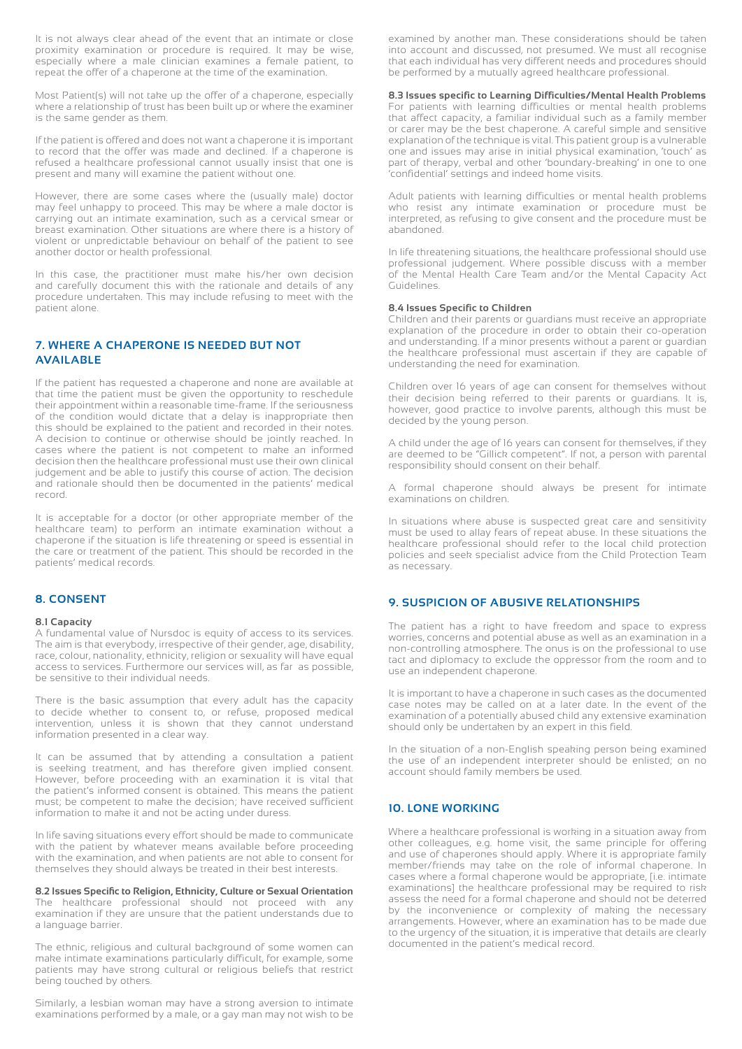It is not always clear ahead of the event that an intimate or close proximity examination or procedure is required. It may be wise, especially where a male clinician examines a female patient, to repeat the offer of a chaperone at the time of the examination.

Most Patient(s) will not take up the offer of a chaperone, especially where a relationship of trust has been built up or where the examiner is the same gender as them.

If the patient is offered and does not want a chaperone it is important to record that the offer was made and declined. If a chaperone is refused a healthcare professional cannot usually insist that one is present and many will examine the patient without one.

However, there are some cases where the (usually male) doctor may feel unhappy to proceed. This may be where a male doctor is carrying out an intimate examination, such as a cervical smear or breast examination. Other situations are where there is a history of violent or unpredictable behaviour on behalf of the patient to see another doctor or health professional.

In this case, the practitioner must make his/her own decision and carefully document this with the rationale and details of any procedure undertaken. This may include refusing to meet with the patient alone.

## 7. WHERE A CHAPERONE IS NEEDED BUT NOT AVAILABLE

If the patient has requested a chaperone and none are available at that time the patient must be given the opportunity to reschedule their appointment within a reasonable time-frame. If the seriousness of the condition would dictate that a delay is inappropriate then this should be explained to the patient and recorded in their notes. A decision to continue or otherwise should be jointly reached. In cases where the patient is not competent to make an informed decision then the healthcare professional must use their own clinical judgement and be able to justify this course of action. The decision and rationale should then be documented in the patients' medical record.

It is acceptable for a doctor (or other appropriate member of the healthcare team) to perform an intimate examination without a chaperone if the situation is life threatening or speed is essential in the care or treatment of the patient. This should be recorded in the patients' medical records.

## 8. CONSENT

#### 8.1 Capacity

A fundamental value of Nursdoc is equity of access to its services. The aim is that everybody, irrespective of their gender, age, disability, race, colour, nationality, ethnicity, religion or sexuality will have equal access to services. Furthermore our services will, as far as possible, be sensitive to their individual needs.

There is the basic assumption that every adult has the capacity to decide whether to consent to, or refuse, proposed medical intervention, unless it is shown that they cannot understand information presented in a clear way.

It can be assumed that by attending a consultation a patient is seeking treatment, and has therefore given implied consent. However, before proceeding with an examination it is vital that the patient's informed consent is obtained. This means the patient must; be competent to make the decision; have received sufficient information to make it and not be acting under duress.

In life saving situations every effort should be made to communicate with the patient by whatever means available before proceeding with the examination, and when patients are not able to consent for themselves they should always be treated in their best interests.

#### 8.2 Issues Specific to Religion, Ethnicity, Culture or Sexual Orientation

The healthcare professional should not proceed with any examination if they are unsure that the patient understands due to a language barrier.

The ethnic, religious and cultural background of some women can make intimate examinations particularly difficult, for example, some patients may have strong cultural or religious beliefs that restrict being touched by others.

Similarly, a lesbian woman may have a strong aversion to intimate examinations performed by a male, or a gay man may not wish to be examined by another man. These considerations should be taken into account and discussed, not presumed. We must all recognise that each individual has very different needs and procedures should be performed by a mutually agreed healthcare professional.

#### 8.3 Issues specific to Learning Difficulties/Mental Health Problems

For patients with learning difficulties or mental health problems that affect capacity, a familiar individual such as a family member or carer may be the best chaperone. A careful simple and sensitive explanation of the technique is vital. This patient group is a vulnerable one and issues may arise in initial physical examination, 'touch' as part of therapy, verbal and other 'boundary-breaking' in one to one 'confidential' settings and indeed home visits.

Adult patients with learning difficulties or mental health problems who resist any intimate examination or procedure must be interpreted, as refusing to give consent and the procedure must be abandoned.

In life threatening situations, the healthcare professional should use professional judgement. Where possible discuss with a member of the Mental Health Care Team and/or the Mental Capacity Act Guidelines.

#### 8.4 Issues Specific to Children

Children and their parents or guardians must receive an appropriate explanation of the procedure in order to obtain their co-operation and understanding. If a minor presents without a parent or guardian the healthcare professional must ascertain if they are capable of understanding the need for examination.

Children over 16 years of age can consent for themselves without their decision being referred to their parents or guardians. It is, however, good practice to involve parents, although this must be decided by the young person.

A child under the age of 16 years can consent for themselves, if they are deemed to be "Gillick competent". If not, a person with parental responsibility should consent on their behalf.

A formal chaperone should always be present for intimate examinations on children.

In situations where abuse is suspected great care and sensitivity must be used to allay fears of repeat abuse. In these situations the healthcare professional should refer to the local child protection policies and seek specialist advice from the Child Protection Team as necessary.

## 9. SUSPICION OF ABUSIVE RELATIONSHIPS

The patient has a right to have freedom and space to express worries, concerns and potential abuse as well as an examination in a non-controlling atmosphere. The onus is on the professional to use tact and diplomacy to exclude the oppressor from the room and to use an independent chaperone.

It is important to have a chaperone in such cases as the documented case notes may be called on at a later date. In the event of the examination of a potentially abused child any extensive examination should only be undertaken by an expert in this field.

In the situation of a non-English speaking person being examined the use of an independent interpreter should be enlisted; on no account should family members be used.

## 10. LONE WORKING

Where a healthcare professional is working in a situation away from other colleagues, e.g. home visit, the same principle for offering and use of chaperones should apply. Where it is appropriate family member/friends may take on the role of informal chaperone. In cases where a formal chaperone would be appropriate, [i.e. intimate examinations] the healthcare professional may be required to risk assess the need for a formal chaperone and should not be deterred by the inconvenience or complexity of making the necessary arrangements. However, where an examination has to be made due to the urgency of the situation, it is imperative that details are clearly documented in the patient's medical record.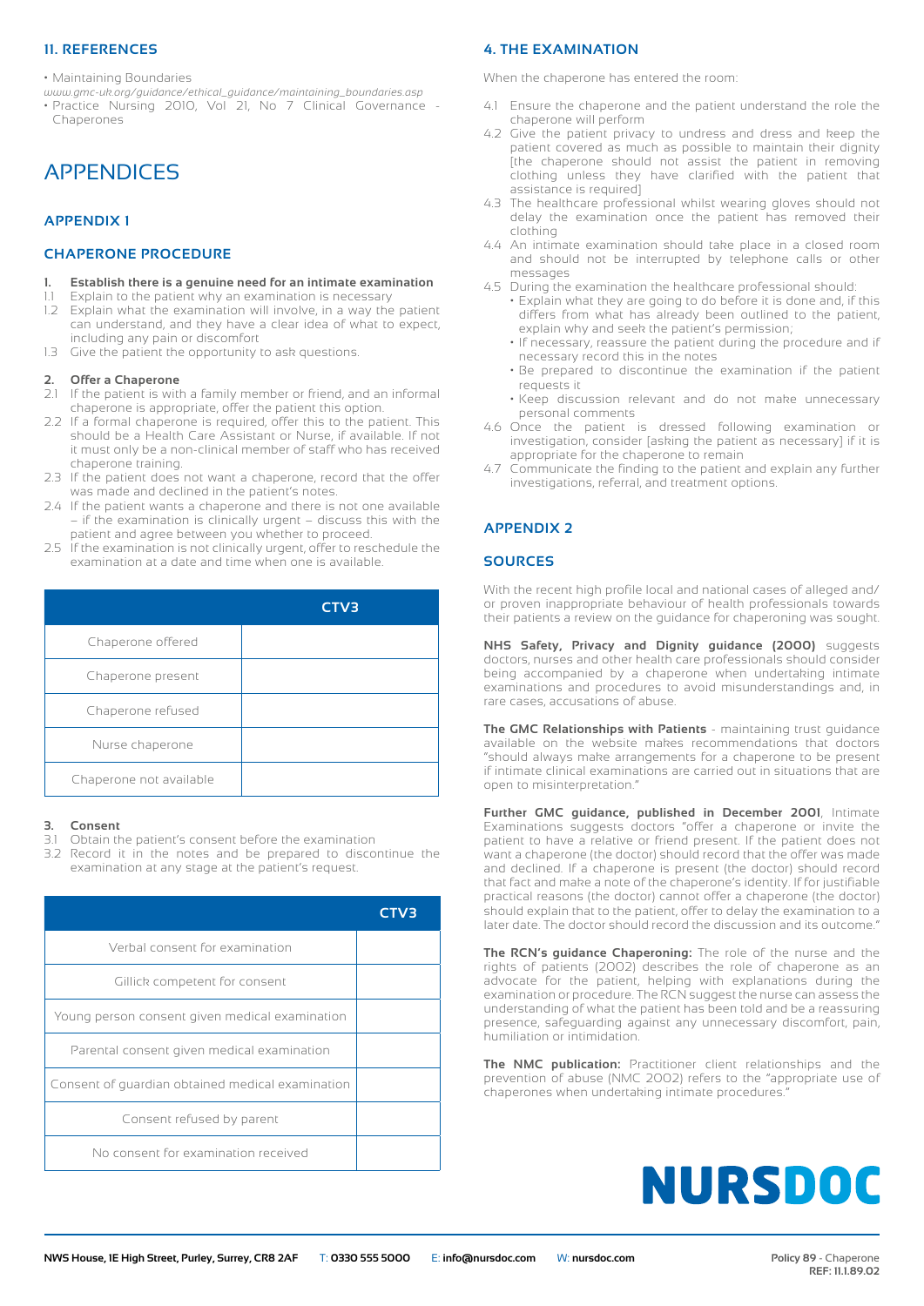## 11. REFERENCES

- Maintaining Boundaries

*www.gmc-uk.org/guidance/ethical_guidance/maintaining_boundaries.asp*

- Practice Nursing 2010, Vol 21, No 7 Clinical Governance - Chaperones

# APPENDICES

## APPENDIX 1

## CHAPERONE PROCEDURE

**1. Establish there is a genuine need for an intimate examination**

1.1 Explain to the patient why an examination is necessary

1.2 Explain what the examination will involve, in a way the patient can understand, and they have a clear idea of what to expect, including any pain or discomfort

1.3 Give the patient the opportunity to ask questions.

**2. Offer a Chaperone**

2.1 If the patient is with a family member or friend, and an informal chaperone is appropriate, offer the patient this option.

2.2 If a formal chaperone is required, offer this to the patient. This should be a Health Care Assistant or Nurse, if available. If not it must only be a non-clinical member of staff who has received chaperone training.

2.3 If the patient does not want a chaperone, record that the offer was made and declined in the patient's notes.

2.4 If the patient wants a chaperone and there is not one available – if the examination is clinically urgent – discuss this with the patient and agree between you whether to proceed.

2.5 If the examination is not clinically urgent, offer to reschedule the examination at a date and time when one is available.

| | CTV3 |
|---|---|
| Chaperone offered | |
| Chaperone present | |
| Chaperone refused | |
| Nurse chaperone | |
| Chaperone not available | |

**3. Consent**

3.1 Obtain the patient's consent before the examination

3.2 Record it in the notes and be prepared to discontinue the examination at any stage at the patient's request.

| | CTV3 |
|---|---|
| Verbal consent for examination | |
| Gillick competent for consent | |
| Young person consent given medical examination | |
| Parental consent given medical examination | |
| Consent of guardian obtained medical examination | |
| Consent refused by parent | |
| No consent for examination received | |

## 4. THE EXAMINATION

When the chaperone has entered the room:

4.1 Ensure the chaperone and the patient understand the role the chaperone will perform

4.2 Give the patient privacy to undress and dress and keep the patient covered as much as possible to maintain their dignity [the chaperone should not assist the patient in removing clothing unless they have clarified with the patient that assistance is required]

4.3 The healthcare professional whilst wearing gloves should not delay the examination once the patient has removed their clothing

4.4 An intimate examination should take place in a closed room and should not be interrupted by telephone calls or other messages

4.5 During the examination the healthcare professional should:

- Explain what they are going to do before it is done and, if this differs from what has already been outlined to the patient, explain why and seek the patient's permission;
- If necessary, reassure the patient during the procedure and if necessary record this in the notes
- Be prepared to discontinue the examination if the patient requests it
- Keep discussion relevant and do not make unnecessary personal comments

4.6 Once the patient is dressed following examination or investigation, consider [asking the patient as necessary] if it is appropriate for the chaperone to remain

4.7 Communicate the finding to the patient and explain any further investigations, referral, and treatment options.

## APPENDIX 2

## SOURCES

With the recent high profile local and national cases of alleged and/or proven inappropriate behaviour of health professionals towards their patients a review on the guidance for chaperoning was sought.

**NHS Safety, Privacy and Dignity guidance (2000)** suggests doctors, nurses and other health care professionals should consider being accompanied by a chaperone when undertaking intimate examinations and procedures to avoid misunderstandings and, in rare cases, accusations of abuse.

**The GMC Relationships with Patients** - maintaining trust guidance available on the website makes recommendations that doctors "should always make arrangements for a chaperone to be present if intimate clinical examinations are carried out in situations that are open to misinterpretation."

**Further GMC guidance, published in December 2001**, Intimate Examinations suggests doctors "offer a chaperone or invite the patient to have a relative or friend present. If the patient does not want a chaperone (the doctor) should record that the offer was made and declined. If a chaperone is present (the doctor) should record that fact and make a note of the chaperone's identity. If for justifiable practical reasons (the doctor) cannot offer a chaperone (the doctor) should explain that to the patient, offer to delay the examination to a later date. The doctor should record the discussion and its outcome."

**The RCN's guidance Chaperoning:** The role of the nurse and the rights of patients (2002) describes the role of chaperone as an advocate for the patient, helping with explanations during the examination or procedure. The RCN suggest the nurse can assess the understanding of what the patient has been told and be a reassuring presence, safeguarding against any unnecessary discomfort, pain, humiliation or intimidation.

**The NMC publication:** Practitioner client relationships and the prevention of abuse (NMC 2002) refers to the "appropriate use of chaperones when undertaking intimate procedures."

NURSDOC